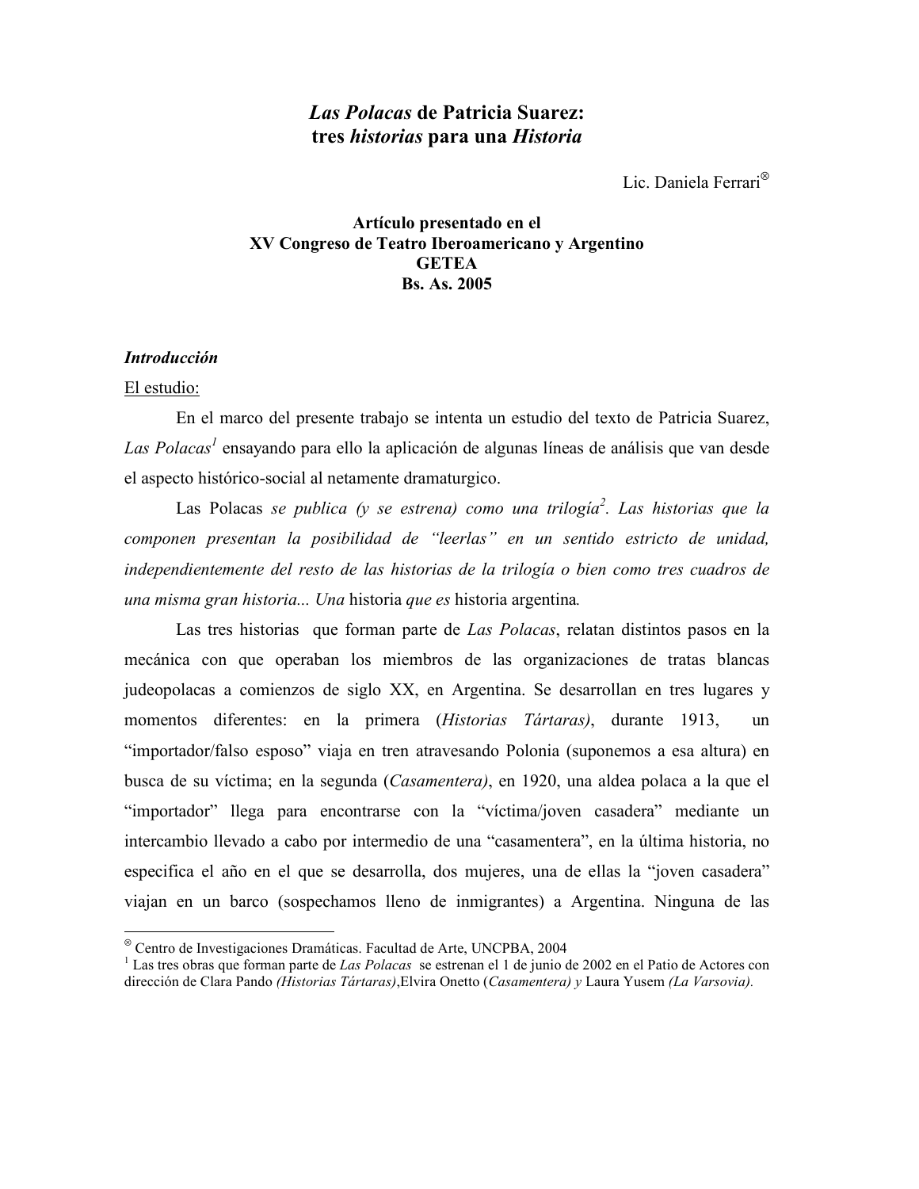# *Las Polacas* de Patricia Suarez: tres *historias* para una *Historia*

Lic. Daniela Ferrari[⊗]

**Artículo presentado en el**
**XV Congreso de Teatro Iberoamericano y Argentino**
**GETEA**
**Bs. As. 2005**

***Introducción***

El estudio:

En el marco del presente trabajo se intenta un estudio del texto de Patricia Suarez, *Las Polacas*[1] ensayando para ello la aplicación de algunas líneas de análisis que van desde el aspecto histórico-social al netamente dramaturgico.

Las Polacas *se publica (y se estrena) como una trilogía*[2]. *Las historias que la componen presentan la posibilidad de "leerlas" en un sentido estricto de unidad, independientemente del resto de las historias de la trilogía o bien como tres cuadros de una misma gran historia... Una* historia *que es* historia argentina.

Las tres historias que forman parte de *Las Polacas*, relatan distintos pasos en la mecánica con que operaban los miembros de las organizaciones de tratas blancas judeopolacas a comienzos de siglo XX, en Argentina. Se desarrollan en tres lugares y momentos diferentes: en la primera (*Historias Tártaras)*, durante 1913, un "importador/falso esposo" viaja en tren atravesando Polonia (suponemos a esa altura) en busca de su víctima; en la segunda (*Casamentera)*, en 1920, una aldea polaca a la que el "importador" llega para encontrarse con la "víctima/joven casadera" mediante un intercambio llevado a cabo por intermedio de una "casamentera", en la última historia, no especifica el año en el que se desarrolla, dos mujeres, una de ellas la "joven casadera" viajan en un barco (sospechamos lleno de inmigrantes) a Argentina. Ninguna de las

---

[⊗] Centro de Investigaciones Dramáticas. Facultad de Arte, UNCPBA, 2004

[1] Las tres obras que forman parte de *Las Polacas* se estrenan el 1 de junio de 2002 en el Patio de Actores con dirección de Clara Pando *(Historias Tártaras)*,Elvira Onetto (*Casamentera) y* Laura Yusem *(La Varsovia).*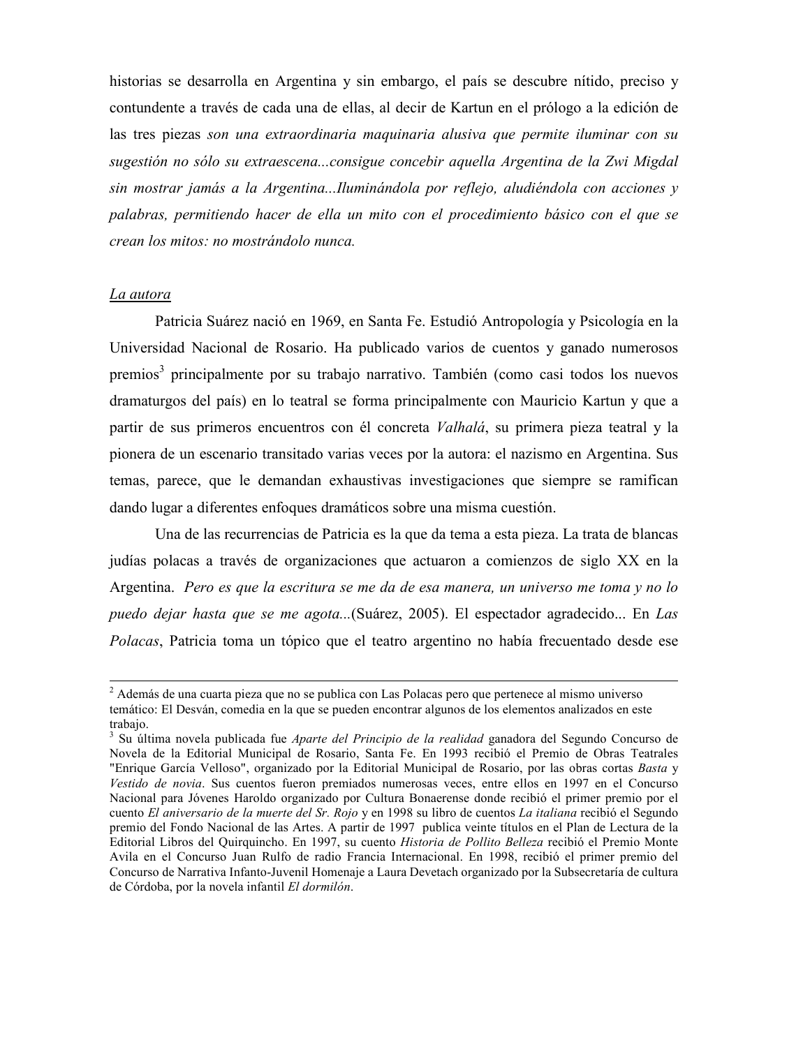historias se desarrolla en Argentina y sin embargo, el país se descubre nítido, preciso y contundente a través de cada una de ellas, al decir de Kartun en el prólogo a la edición de las tres piezas *son una extraordinaria maquinaria alusiva que permite iluminar con su sugestión no sólo su extraescena...consigue concebir aquella Argentina de la Zwi Migdal sin mostrar jamás a la Argentina...Iluminándola por reflejo, aludiéndola con acciones y palabras, permitiendo hacer de ella un mito con el procedimiento básico con el que se crean los mitos: no mostrándolo nunca.*

<u>La autora</u>

Patricia Suárez nació en 1969, en Santa Fe. Estudió Antropología y Psicología en la Universidad Nacional de Rosario. Ha publicado varios de cuentos y ganado numerosos premios[3] principalmente por su trabajo narrativo. También (como casi todos los nuevos dramaturgos del país) en lo teatral se forma principalmente con Mauricio Kartun y que a partir de sus primeros encuentros con él concreta *Valhalá*, su primera pieza teatral y la pionera de un escenario transitado varias veces por la autora: el nazismo en Argentina. Sus temas, parece, que le demandan exhaustivas investigaciones que siempre se ramifican dando lugar a diferentes enfoques dramáticos sobre una misma cuestión.

Una de las recurrencias de Patricia es la que da tema a esta pieza. La trata de blancas judías polacas a través de organizaciones que actuaron a comienzos de siglo XX en la Argentina. *Pero es que la escritura se me da de esa manera, un universo me toma y no lo puedo dejar hasta que se me agota...*(Suárez, 2005). El espectador agradecido... En *Las Polacas*, Patricia toma un tópico que el teatro argentino no había frecuentado desde ese

---

[2] Además de una cuarta pieza que no se publica con Las Polacas pero que pertenece al mismo universo temático: El Desván, comedia en la que se pueden encontrar algunos de los elementos analizados en este trabajo.

[3] Su última novela publicada fue *Aparte del Principio de la realidad* ganadora del Segundo Concurso de Novela de la Editorial Municipal de Rosario, Santa Fe. En 1993 recibió el Premio de Obras Teatrales "Enrique García Velloso", organizado por la Editorial Municipal de Rosario, por las obras cortas *Basta* y *Vestido de novia*. Sus cuentos fueron premiados numerosas veces, entre ellos en 1997 en el Concurso Nacional para Jóvenes Haroldo organizado por Cultura Bonaerense donde recibió el primer premio por el cuento *El aniversario de la muerte del Sr. Rojo* y en 1998 su libro de cuentos *La italiana* recibió el Segundo premio del Fondo Nacional de las Artes. A partir de 1997 publica veinte títulos en el Plan de Lectura de la Editorial Libros del Quirquincho. En 1997, su cuento *Historia de Pollito Belleza* recibió el Premio Monte Avila en el Concurso Juan Rulfo de radio Francia Internacional. En 1998, recibió el primer premio del Concurso de Narrativa Infanto-Juvenil Homenaje a Laura Devetach organizado por la Subsecretaría de cultura de Córdoba, por la novela infantil *El dormilón*.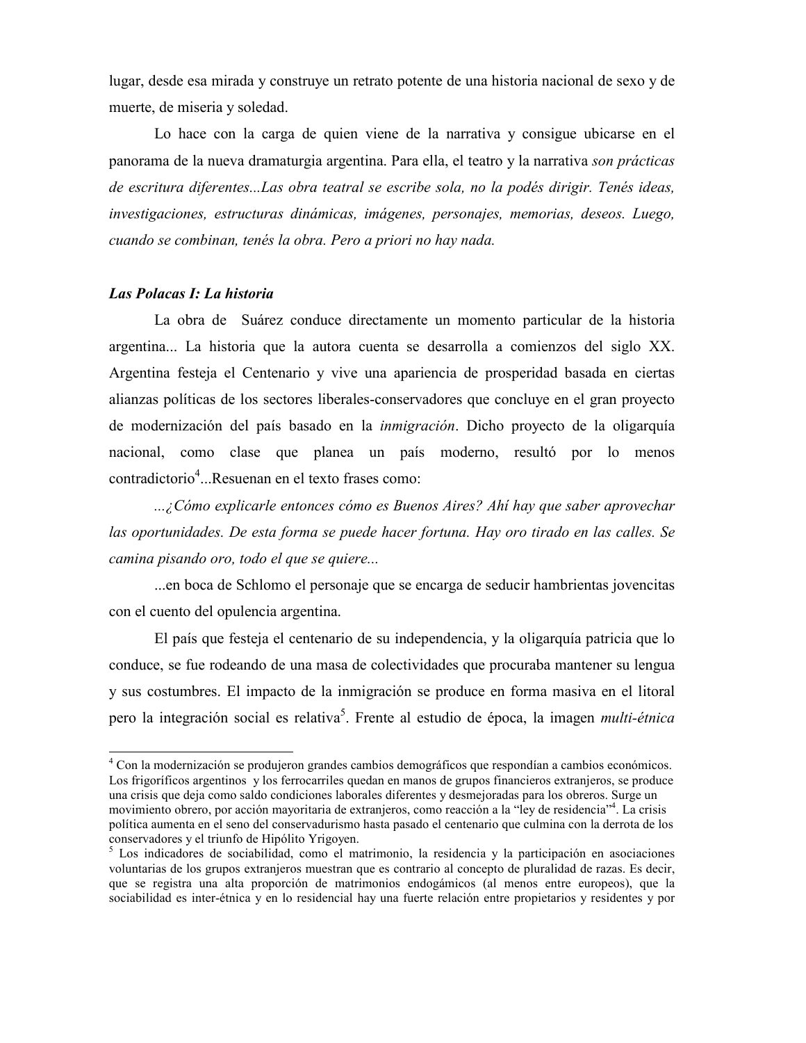lugar, desde esa mirada y construye un retrato potente de una historia nacional de sexo y de muerte, de miseria y soledad.

Lo hace con la carga de quien viene de la narrativa y consigue ubicarse en el panorama de la nueva dramaturgia argentina. Para ella, el teatro y la narrativa *son prácticas de escritura diferentes...Las obra teatral se escribe sola, no la podés dirigir. Tenés ideas, investigaciones, estructuras dinámicas, imágenes, personajes, memorias, deseos. Luego, cuando se combinan, tenés la obra. Pero a priori no hay nada.*

***Las Polacas I: La historia***

La obra de Suárez conduce directamente un momento particular de la historia argentina... La historia que la autora cuenta se desarrolla a comienzos del siglo XX. Argentina festeja el Centenario y vive una apariencia de prosperidad basada en ciertas alianzas políticas de los sectores liberales-conservadores que concluye en el gran proyecto de modernización del país basado en la *inmigración*. Dicho proyecto de la oligarquía nacional, como clase que planea un país moderno, resultó por lo menos contradictorio[4]...Resuenan en el texto frases como:

*...¿Cómo explicarle entonces cómo es Buenos Aires? Ahí hay que saber aprovechar las oportunidades. De esta forma se puede hacer fortuna. Hay oro tirado en las calles. Se camina pisando oro, todo el que se quiere...*

...en boca de Schlomo el personaje que se encarga de seducir hambrientas jovencitas con el cuento del opulencia argentina.

El país que festeja el centenario de su independencia, y la oligarquía patricia que lo conduce, se fue rodeando de una masa de colectividades que procuraba mantener su lengua y sus costumbres. El impacto de la inmigración se produce en forma masiva en el litoral pero la integración social es relativa[5]. Frente al estudio de época, la imagen *multi-étnica*

---

[4] Con la modernización se produjeron grandes cambios demográficos que respondían a cambios económicos. Los frigoríficos argentinos y los ferrocarriles quedan en manos de grupos financieros extranjeros, se produce una crisis que deja como saldo condiciones laborales diferentes y desmejoradas para los obreros. Surge un movimiento obrero, por acción mayoritaria de extranjeros, como reacción a la "ley de residencia"[4]. La crisis política aumenta en el seno del conservadurismo hasta pasado el centenario que culmina con la derrota de los conservadores y el triunfo de Hipólito Yrigoyen.

[5] Los indicadores de sociabilidad, como el matrimonio, la residencia y la participación en asociaciones voluntarias de los grupos extranjeros muestran que es contrario al concepto de pluralidad de razas. Es decir, que se registra una alta proporción de matrimonios endogámicos (al menos entre europeos), que la sociabilidad es inter-étnica y en lo residencial hay una fuerte relación entre propietarios y residentes y por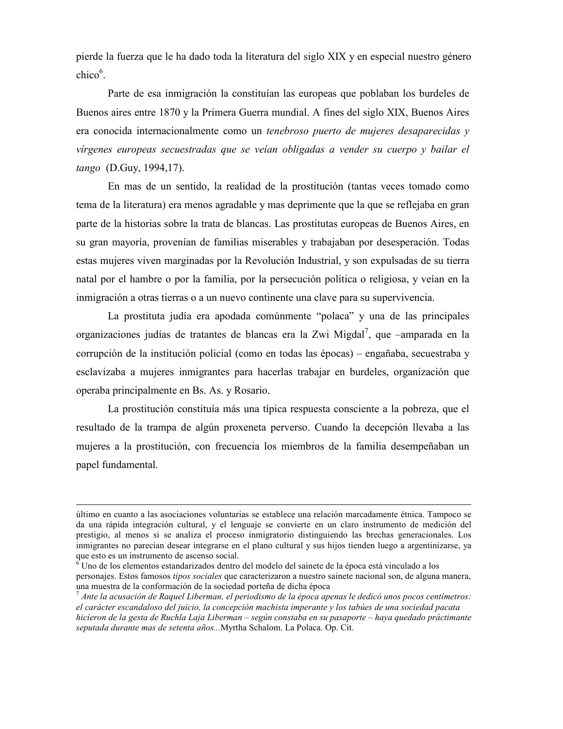pierde la fuerza que le ha dado toda la literatura del siglo XIX y en especial nuestro género chico[6].

Parte de esa inmigración la constituían las europeas que poblaban los burdeles de Buenos aires entre 1870 y la Primera Guerra mundial. A fines del siglo XIX, Buenos Aires era conocida internacionalmente como un *tenebroso puerto de mujeres desaparecidas y vírgenes europeas secuestradas que se veían obligadas a vender su cuerpo y bailar el tango* (D.Guy, 1994,17).

En mas de un sentido, la realidad de la prostitución (tantas veces tomado como tema de la literatura) era menos agradable y mas deprimente que la que se reflejaba en gran parte de la historias sobre la trata de blancas. Las prostitutas europeas de Buenos Aires, en su gran mayoría, provenían de familias miserables y trabajaban por desesperación. Todas estas mujeres viven marginadas por la Revolución Industrial, y son expulsadas de su tierra natal por el hambre o por la familia, por la persecución política o religiosa, y veían en la inmigración a otras tierras o a un nuevo continente una clave para su supervivencia.

La prostituta judía era apodada comúnmente "polaca" y una de las principales organizaciones judías de tratantes de blancas era la Zwi Migdal[7], que –amparada en la corrupción de la institución policial (como en todas las épocas) – engañaba, secuestraba y esclavizaba a mujeres inmigrantes para hacerlas trabajar en burdeles, organización que operaba principalmente en Bs. As. y Rosario.

La prostitución constituía más una típica respuesta consciente a la pobreza, que el resultado de la trampa de algún proxeneta perverso. Cuando la decepción llevaba a las mujeres a la prostitución, con frecuencia los miembros de la familia desempeñaban un papel fundamental.

---

último en cuanto a las asociaciones voluntarias se establece una relación marcadamente étnica. Tampoco se da una rápida integración cultural, y el lenguaje se convierte en un claro instrumento de medición del prestigio, al menos si se analiza el proceso inmigratorio distinguiendo las brechas generacionales. Los inmigrantes no parecían desear integrarse en el plano cultural y sus hijos tienden luego a argentinizarse, ya que esto es un instrumento de ascenso social.

[6] Uno de los elementos estandarizados dentro del modelo del sainete de la época está vinculado a los personajes. Estos famosos *tipos sociales* que caracterizaron a nuestro sainete nacional son, de alguna manera, una muestra de la conformación de la sociedad porteña de dicha época

[7] *Ante la acusación de Raquel Liberman, el periodismo de la época apenas le dedicó unos pocos centímetros: el carácter escandaloso del juicio, la concepción machista imperante y los tabúes de una sociedad pacata hicieron de la gesta de Ruchla Laja Liberman – según constaba en su pasaporte – haya quedado práctimante seputada durante mas de setenta años...*Myrtha Schalom. La Polaca. Op. Cit.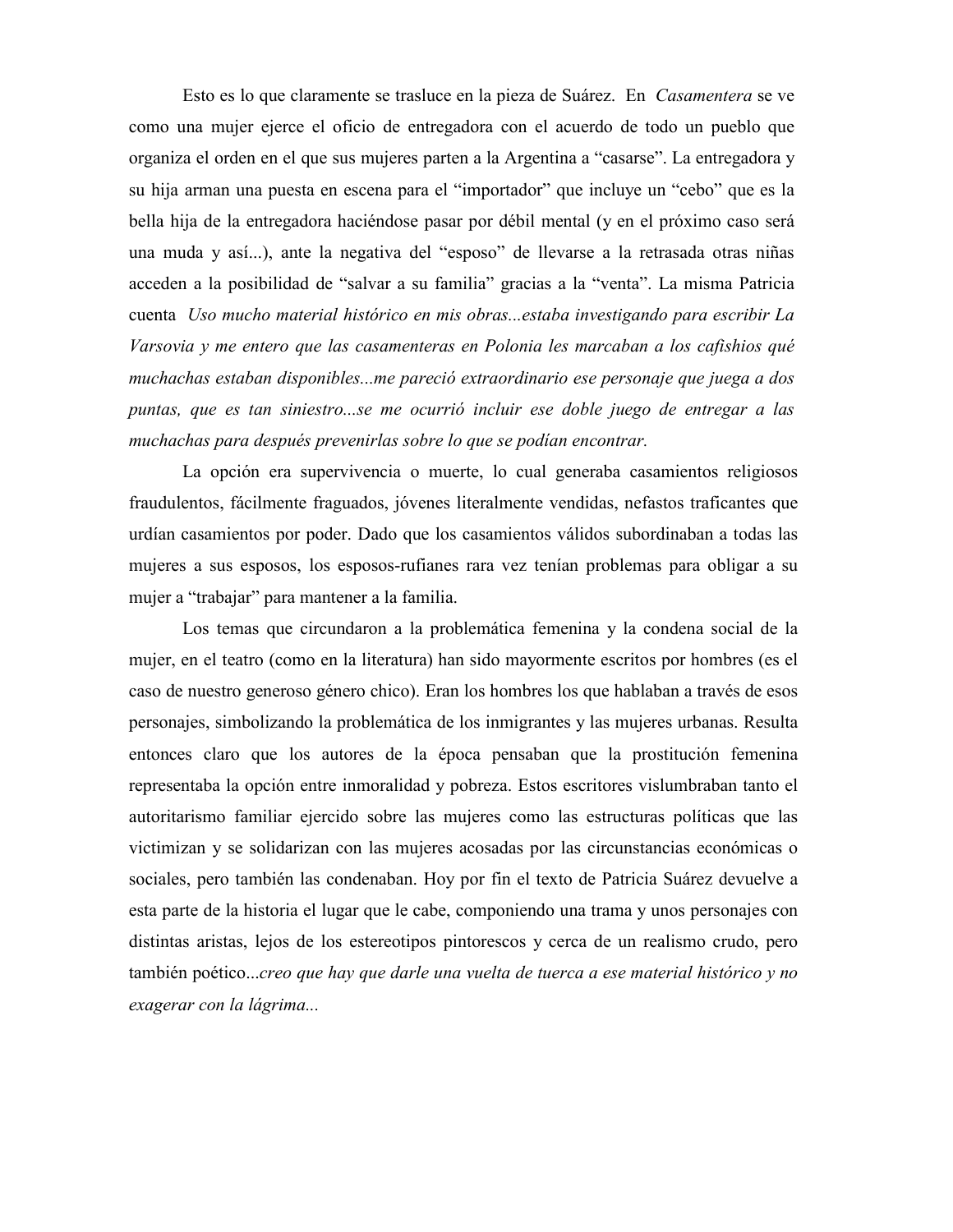Esto es lo que claramente se trasluce en la pieza de Suárez. En *Casamentera* se ve como una mujer ejerce el oficio de entregadora con el acuerdo de todo un pueblo que organiza el orden en el que sus mujeres parten a la Argentina a "casarse". La entregadora y su hija arman una puesta en escena para el "importador" que incluye un "cebo" que es la bella hija de la entregadora haciéndose pasar por débil mental (y en el próximo caso será una muda y así...), ante la negativa del "esposo" de llevarse a la retrasada otras niñas acceden a la posibilidad de "salvar a su familia" gracias a la "venta". La misma Patricia cuenta *Uso mucho material histórico en mis obras...estaba investigando para escribir La Varsovia y me entero que las casamenteras en Polonia les marcaban a los cafishios qué muchachas estaban disponibles...me pareció extraordinario ese personaje que juega a dos puntas, que es tan siniestro...se me ocurrió incluir ese doble juego de entregar a las muchachas para después prevenirlas sobre lo que se podían encontrar.*

La opción era supervivencia o muerte, lo cual generaba casamientos religiosos fraudulentos, fácilmente fraguados, jóvenes literalmente vendidas, nefastos traficantes que urdían casamientos por poder. Dado que los casamientos válidos subordinaban a todas las mujeres a sus esposos, los esposos-rufianes rara vez tenían problemas para obligar a su mujer a "trabajar" para mantener a la familia.

Los temas que circundaron a la problemática femenina y la condena social de la mujer, en el teatro (como en la literatura) han sido mayormente escritos por hombres (es el caso de nuestro generoso género chico). Eran los hombres los que hablaban a través de esos personajes, simbolizando la problemática de los inmigrantes y las mujeres urbanas. Resulta entonces claro que los autores de la época pensaban que la prostitución femenina representaba la opción entre inmoralidad y pobreza. Estos escritores vislumbraban tanto el autoritarismo familiar ejercido sobre las mujeres como las estructuras políticas que las victimizan y se solidarizan con las mujeres acosadas por las circunstancias económicas o sociales, pero también las condenaban. Hoy por fin el texto de Patricia Suárez devuelve a esta parte de la historia el lugar que le cabe, componiendo una trama y unos personajes con distintas aristas, lejos de los estereotipos pintorescos y cerca de un realismo crudo, pero también poético...*creo que hay que darle una vuelta de tuerca a ese material histórico y no exagerar con la lágrima...*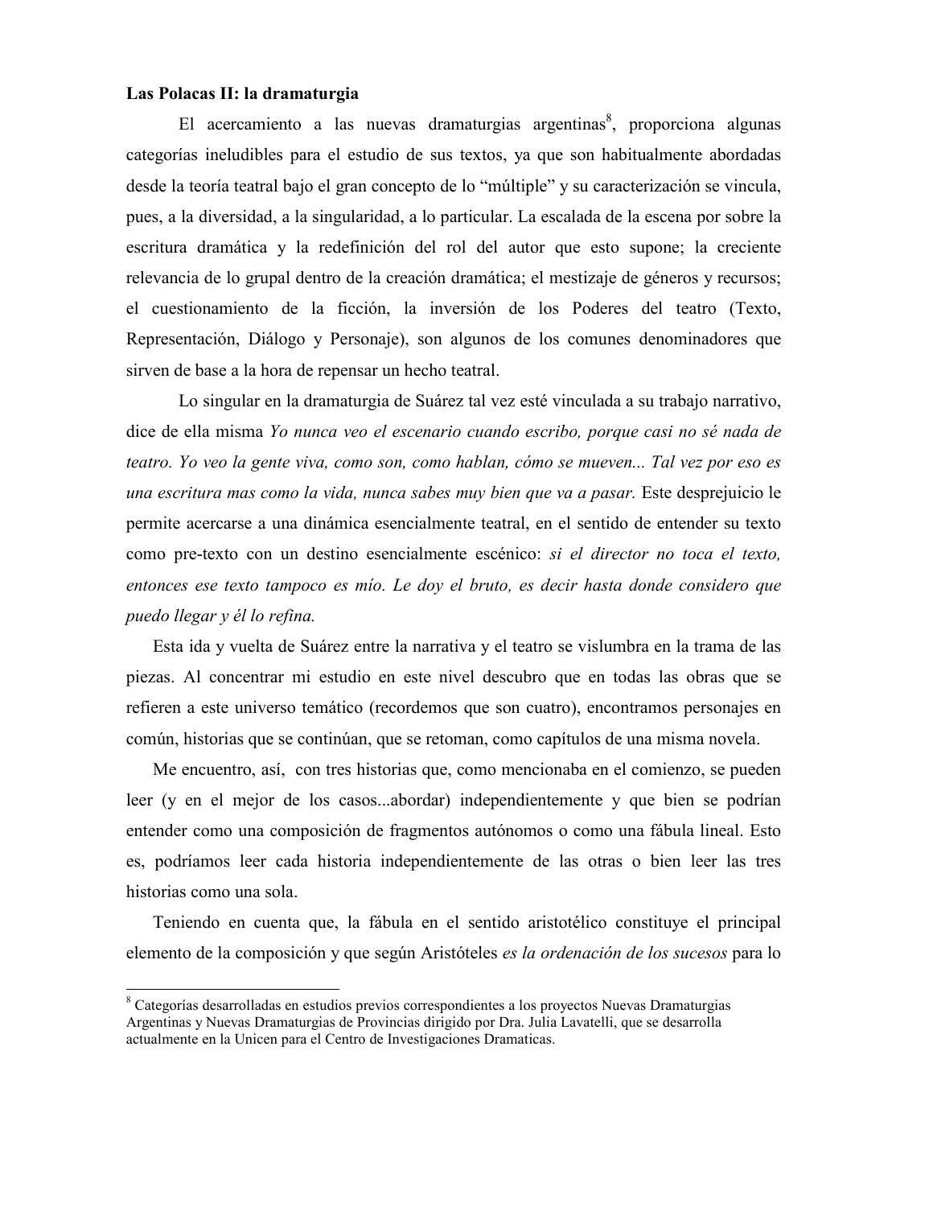**Las Polacas II: la dramaturgia**

El acercamiento a las nuevas dramaturgias argentinas[8], proporciona algunas categorías ineludibles para el estudio de sus textos, ya que son habitualmente abordadas desde la teoría teatral bajo el gran concepto de lo "múltiple" y su caracterización se vincula, pues, a la diversidad, a la singularidad, a lo particular. La escalada de la escena por sobre la escritura dramática y la redefinición del rol del autor que esto supone; la creciente relevancia de lo grupal dentro de la creación dramática; el mestizaje de géneros y recursos; el cuestionamiento de la ficción, la inversión de los Poderes del teatro (Texto, Representación, Diálogo y Personaje), son algunos de los comunes denominadores que sirven de base a la hora de repensar un hecho teatral.

Lo singular en la dramaturgia de Suárez tal vez esté vinculada a su trabajo narrativo, dice de ella misma *Yo nunca veo el escenario cuando escribo, porque casi no sé nada de teatro. Yo veo la gente viva, como son, como hablan, cómo se mueven... Tal vez por eso es una escritura mas como la vida, nunca sabes muy bien que va a pasar.* Este desprejuicio le permite acercarse a una dinámica esencialmente teatral, en el sentido de entender su texto como pre-texto con un destino esencialmente escénico: *si el director no toca el texto, entonces ese texto tampoco es mío. Le doy el bruto, es decir hasta donde considero que puedo llegar y él lo refina.*

Esta ida y vuelta de Suárez entre la narrativa y el teatro se vislumbra en la trama de las piezas. Al concentrar mi estudio en este nivel descubro que en todas las obras que se refieren a este universo temático (recordemos que son cuatro), encontramos personajes en común, historias que se continúan, que se retoman, como capítulos de una misma novela.

Me encuentro, así, con tres historias que, como mencionaba en el comienzo, se pueden leer (y en el mejor de los casos...abordar) independientemente y que bien se podrían entender como una composición de fragmentos autónomos o como una fábula lineal. Esto es, podríamos leer cada historia independientemente de las otras o bien leer las tres historias como una sola.

Teniendo en cuenta que, la fábula en el sentido aristotélico constituye el principal elemento de la composición y que según Aristóteles *es la ordenación de los sucesos* para lo

---

[8] Categorías desarrolladas en estudios previos correspondientes a los proyectos Nuevas Dramaturgias Argentinas y Nuevas Dramaturgias de Provincias dirigido por Dra. Julia Lavatelli, que se desarrolla actualmente en la Unicen para el Centro de Investigaciones Dramaticas.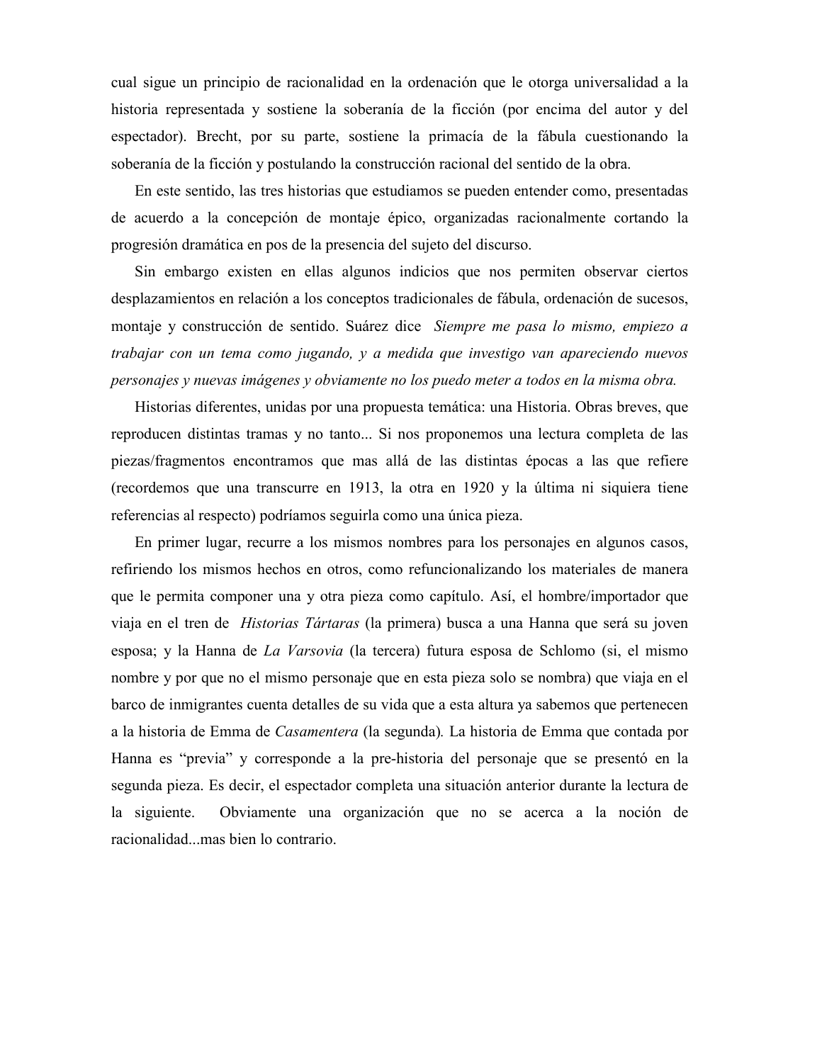cual sigue un principio de racionalidad en la ordenación que le otorga universalidad a la historia representada y sostiene la soberanía de la ficción (por encima del autor y del espectador). Brecht, por su parte, sostiene la primacía de la fábula cuestionando la soberanía de la ficción y postulando la construcción racional del sentido de la obra.

En este sentido, las tres historias que estudiamos se pueden entender como, presentadas de acuerdo a la concepción de montaje épico, organizadas racionalmente cortando la progresión dramática en pos de la presencia del sujeto del discurso.

Sin embargo existen en ellas algunos indicios que nos permiten observar ciertos desplazamientos en relación a los conceptos tradicionales de fábula, ordenación de sucesos, montaje y construcción de sentido. Suárez dice *Siempre me pasa lo mismo, empiezo a trabajar con un tema como jugando, y a medida que investigo van apareciendo nuevos personajes y nuevas imágenes y obviamente no los puedo meter a todos en la misma obra.*

Historias diferentes, unidas por una propuesta temática: una Historia. Obras breves, que reproducen distintas tramas y no tanto... Si nos proponemos una lectura completa de las piezas/fragmentos encontramos que mas allá de las distintas épocas a las que refiere (recordemos que una transcurre en 1913, la otra en 1920 y la última ni siquiera tiene referencias al respecto) podríamos seguirla como una única pieza.

En primer lugar, recurre a los mismos nombres para los personajes en algunos casos, refiriendo los mismos hechos en otros, como refuncionalizando los materiales de manera que le permita componer una y otra pieza como capítulo. Así, el hombre/importador que viaja en el tren de *Historias Tártaras* (la primera) busca a una Hanna que será su joven esposa; y la Hanna de *La Varsovia* (la tercera) futura esposa de Schlomo (si, el mismo nombre y por que no el mismo personaje que en esta pieza solo se nombra) que viaja en el barco de inmigrantes cuenta detalles de su vida que a esta altura ya sabemos que pertenecen a la historia de Emma de *Casamentera* (la segunda). La historia de Emma que contada por Hanna es "previa" y corresponde a la pre-historia del personaje que se presentó en la segunda pieza. Es decir, el espectador completa una situación anterior durante la lectura de la siguiente. Obviamente una organización que no se acerca a la noción de racionalidad...mas bien lo contrario.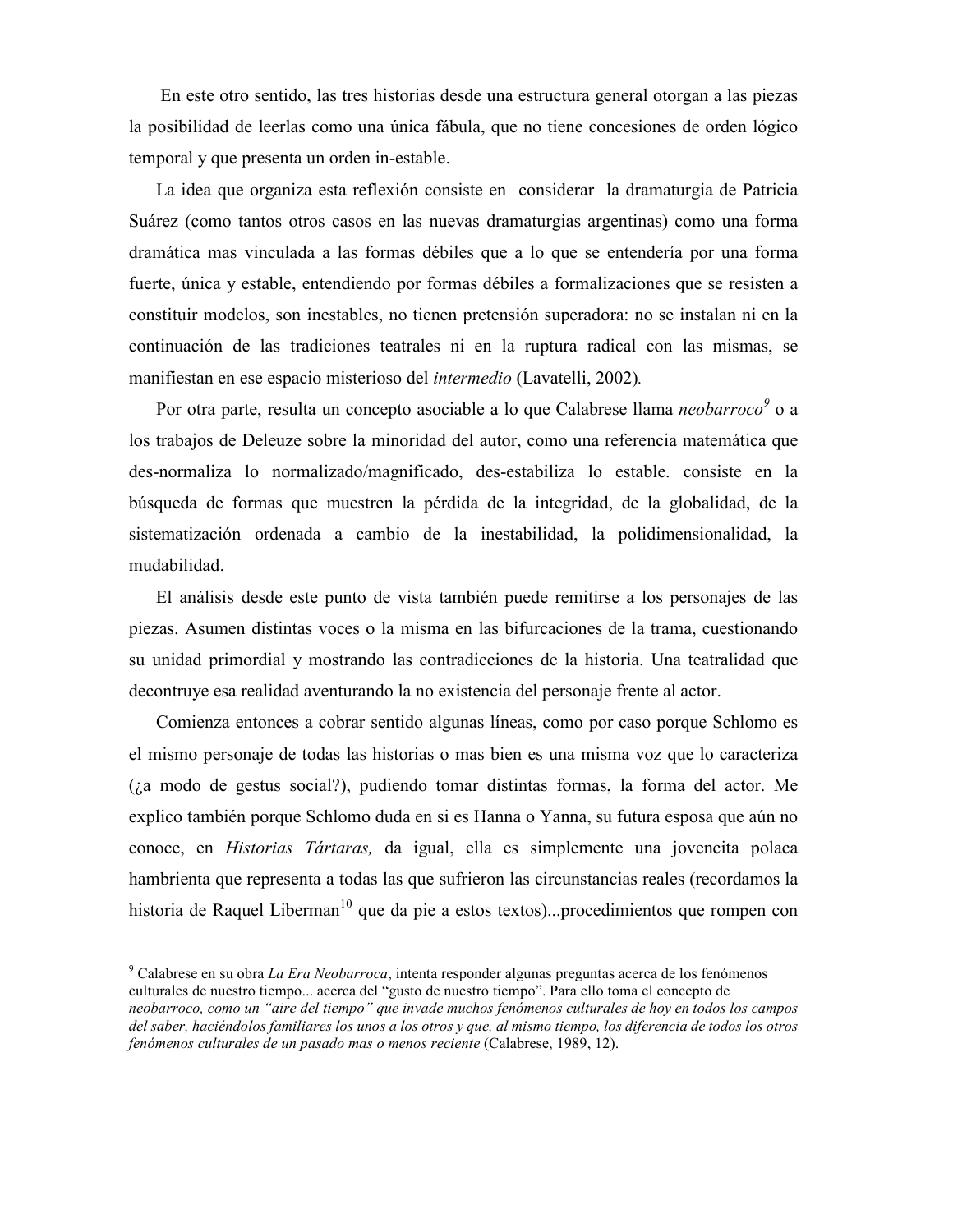En este otro sentido, las tres historias desde una estructura general otorgan a las piezas la posibilidad de leerlas como una única fábula, que no tiene concesiones de orden lógico temporal y que presenta un orden in-estable.

La idea que organiza esta reflexión consiste en considerar la dramaturgia de Patricia Suárez (como tantos otros casos en las nuevas dramaturgias argentinas) como una forma dramática mas vinculada a las formas débiles que a lo que se entendería por una forma fuerte, única y estable, entendiendo por formas débiles a formalizaciones que se resisten a constituir modelos, son inestables, no tienen pretensión superadora: no se instalan ni en la continuación de las tradiciones teatrales ni en la ruptura radical con las mismas, se manifiestan en ese espacio misterioso del *intermedio* (Lavatelli, 2002).

Por otra parte, resulta un concepto asociable a lo que Calabrese llama *neobarroco*[9] o a los trabajos de Deleuze sobre la minoridad del autor, como una referencia matemática que des-normaliza lo normalizado/magnificado, des-estabiliza lo estable. consiste en la búsqueda de formas que muestren la pérdida de la integridad, de la globalidad, de la sistematización ordenada a cambio de la inestabilidad, la polidimensionalidad, la mudabilidad.

El análisis desde este punto de vista también puede remitirse a los personajes de las piezas. Asumen distintas voces o la misma en las bifurcaciones de la trama, cuestionando su unidad primordial y mostrando las contradicciones de la historia. Una teatralidad que decontruye esa realidad aventurando la no existencia del personaje frente al actor.

Comienza entonces a cobrar sentido algunas líneas, como por caso porque Schlomo es el mismo personaje de todas las historias o mas bien es una misma voz que lo caracteriza (¿a modo de gestus social?), pudiendo tomar distintas formas, la forma del actor. Me explico también porque Schlomo duda en si es Hanna o Yanna, su futura esposa que aún no conoce, en *Historias Tártaras,* da igual, ella es simplemente una jovencita polaca hambrienta que representa a todas las que sufrieron las circunstancias reales (recordamos la historia de Raquel Liberman[10] que da pie a estos textos)...procedimientos que rompen con

---

[9] Calabrese en su obra *La Era Neobarroca*, intenta responder algunas preguntas acerca de los fenómenos culturales de nuestro tiempo... acerca del "gusto de nuestro tiempo". Para ello toma el concepto de *neobarroco, como un "aire del tiempo" que invade muchos fenómenos culturales de hoy en todos los campos del saber, haciéndolos familiares los unos a los otros y que, al mismo tiempo, los diferencia de todos los otros fenómenos culturales de un pasado mas o menos reciente* (Calabrese, 1989, 12).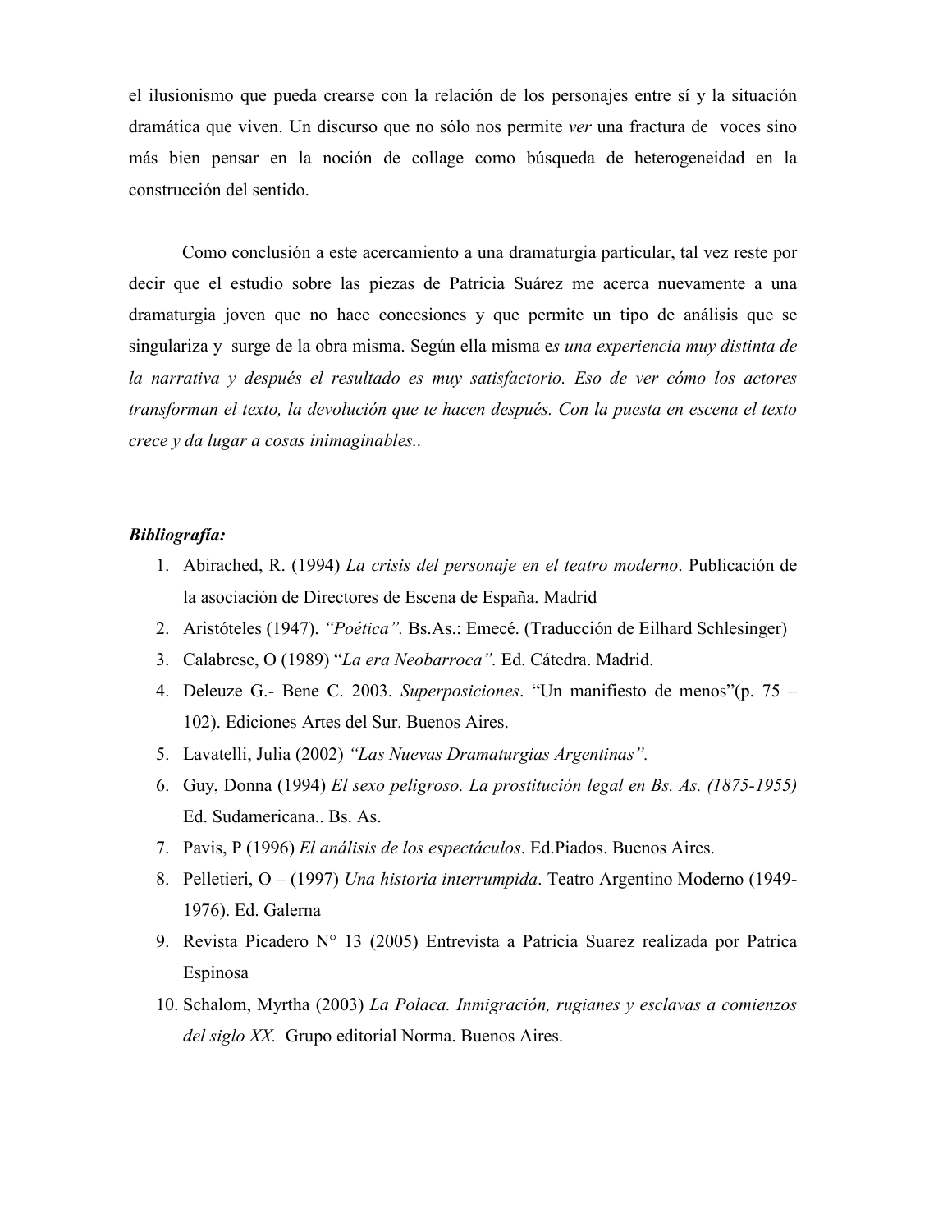el ilusionismo que pueda crearse con la relación de los personajes entre sí y la situación dramática que viven. Un discurso que no sólo nos permite *ver* una fractura de voces sino más bien pensar en la noción de collage como búsqueda de heterogeneidad en la construcción del sentido.

Como conclusión a este acercamiento a una dramaturgia particular, tal vez reste por decir que el estudio sobre las piezas de Patricia Suárez me acerca nuevamente a una dramaturgia joven que no hace concesiones y que permite un tipo de análisis que se singulariza y surge de la obra misma. Según ella misma e*s una experiencia muy distinta de la narrativa y después el resultado es muy satisfactorio. Eso de ver cómo los actores transforman el texto, la devolución que te hacen después. Con la puesta en escena el texto crece y da lugar a cosas inimaginables..*

***Bibliografía:***

1. Abirached, R. (1994) *La crisis del personaje en el teatro moderno*. Publicación de la asociación de Directores de Escena de España. Madrid
2. Aristóteles (1947). *"Poética".* Bs.As.: Emecé. (Traducción de Eilhard Schlesinger)
3. Calabrese, O (1989) "*La era Neobarroca".* Ed. Cátedra. Madrid.
4. Deleuze G.- Bene C. 2003. *Superposiciones*. "Un manifiesto de menos"(p. 75 – 102). Ediciones Artes del Sur. Buenos Aires.
5. Lavatelli, Julia (2002) *"Las Nuevas Dramaturgias Argentinas".*
6. Guy, Donna (1994) *El sexo peligroso. La prostitución legal en Bs. As. (1875-1955)* Ed. Sudamericana.. Bs. As.
7. Pavis, P (1996) *El análisis de los espectáculos*. Ed.Piados. Buenos Aires.
8. Pelletieri, O – (1997) *Una historia interrumpida*. Teatro Argentino Moderno (1949-1976). Ed. Galerna
9. Revista Picadero N° 13 (2005) Entrevista a Patricia Suarez realizada por Patrica Espinosa
10. Schalom, Myrtha (2003) *La Polaca. Inmigración, rugianes y esclavas a comienzos del siglo XX.* Grupo editorial Norma. Buenos Aires.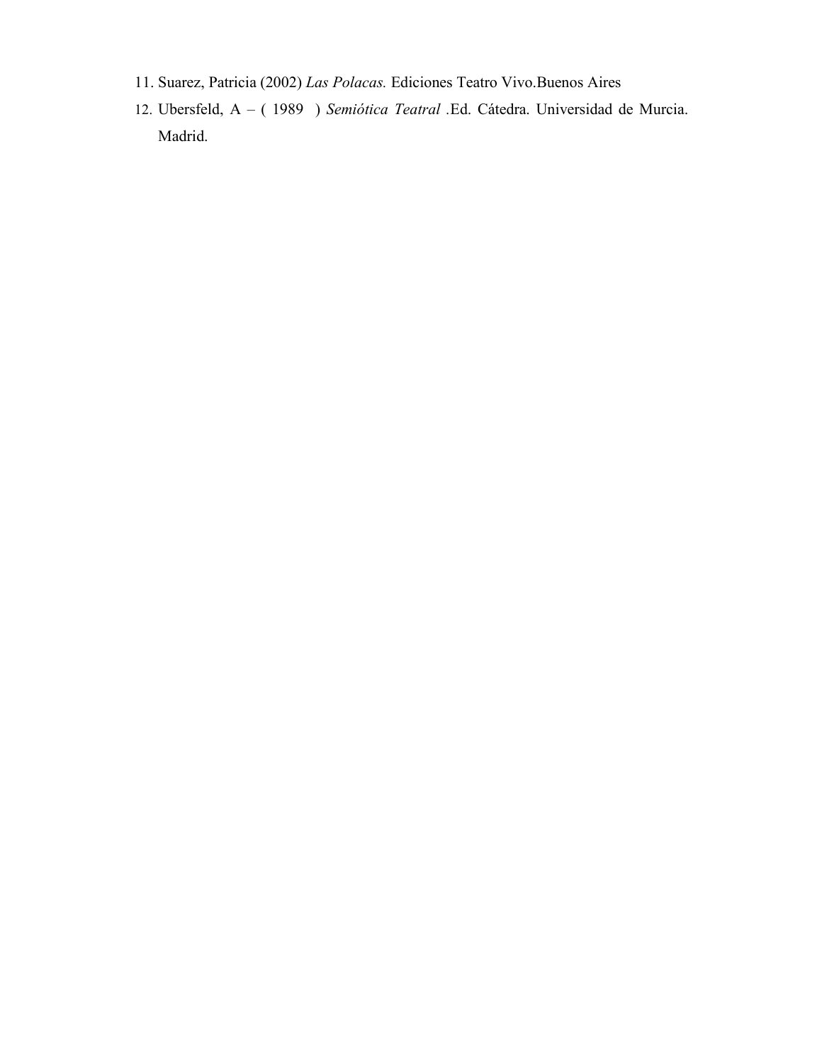11. Suarez, Patricia (2002) *Las Polacas.* Ediciones Teatro Vivo.Buenos Aires
12. Ubersfeld, A – ( 1989 ) *Semiótica Teatral* .Ed. Cátedra. Universidad de Murcia. Madrid.